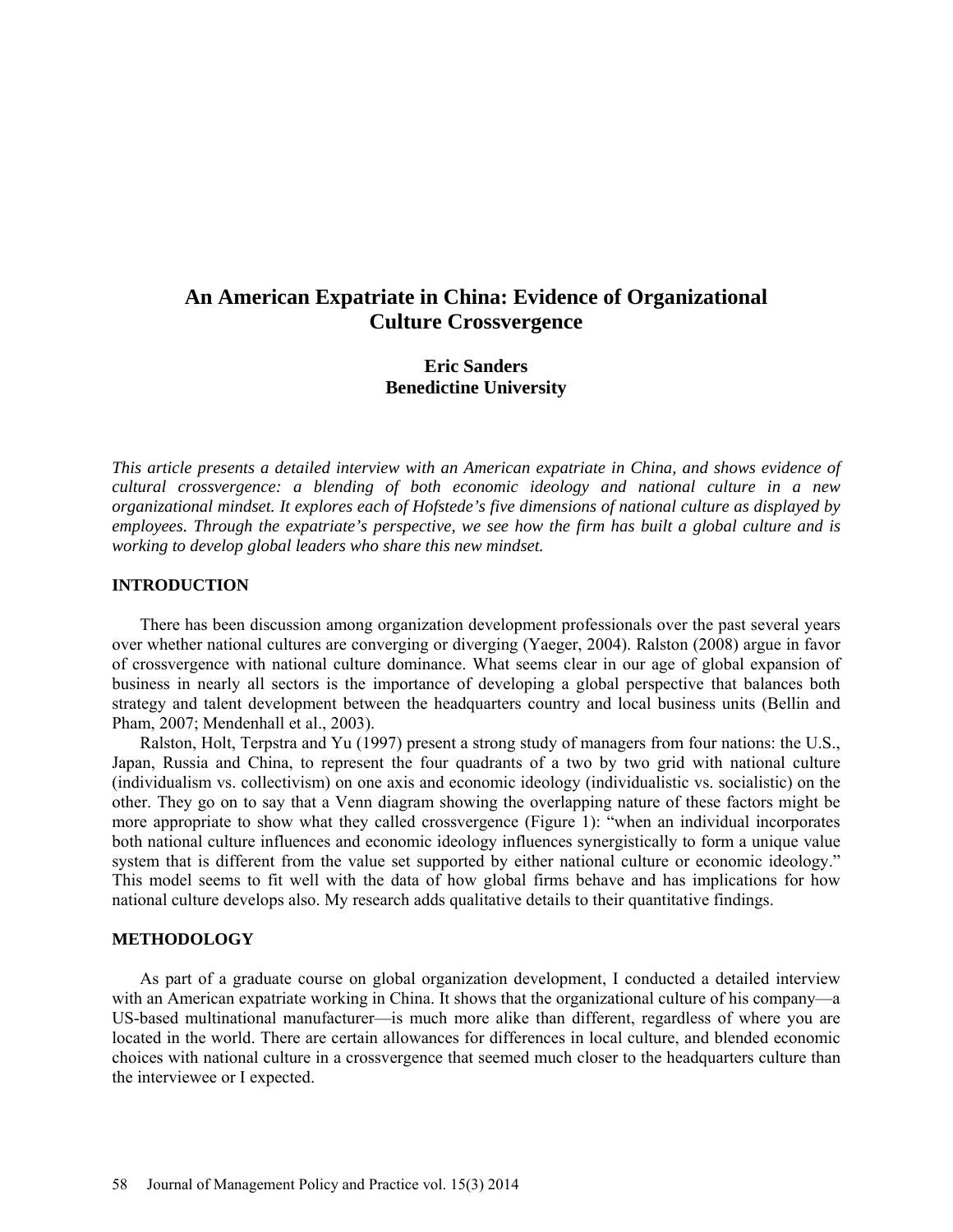# An American Expatriate in China: Evidence of Organizational Culture Crossvergence

**Eric Sanders**
**Benedictine University**

*This article presents a detailed interview with an American expatriate in China, and shows evidence of cultural crossvergence: a blending of both economic ideology and national culture in a new organizational mindset. It explores each of Hofstede's five dimensions of national culture as displayed by employees. Through the expatriate's perspective, we see how the firm has built a global culture and is working to develop global leaders who share this new mindset.*

## INTRODUCTION

There has been discussion among organization development professionals over the past several years over whether national cultures are converging or diverging (Yaeger, 2004). Ralston (2008) argue in favor of crossvergence with national culture dominance. What seems clear in our age of global expansion of business in nearly all sectors is the importance of developing a global perspective that balances both strategy and talent development between the headquarters country and local business units (Bellin and Pham, 2007; Mendenhall et al., 2003).

Ralston, Holt, Terpstra and Yu (1997) present a strong study of managers from four nations: the U.S., Japan, Russia and China, to represent the four quadrants of a two by two grid with national culture (individualism vs. collectivism) on one axis and economic ideology (individualistic vs. socialistic) on the other. They go on to say that a Venn diagram showing the overlapping nature of these factors might be more appropriate to show what they called crossvergence (Figure 1): "when an individual incorporates both national culture influences and economic ideology influences synergistically to form a unique value system that is different from the value set supported by either national culture or economic ideology." This model seems to fit well with the data of how global firms behave and has implications for how national culture develops also. My research adds qualitative details to their quantitative findings.

## METHODOLOGY

As part of a graduate course on global organization development, I conducted a detailed interview with an American expatriate working in China. It shows that the organizational culture of his company—a US-based multinational manufacturer—is much more alike than different, regardless of where you are located in the world. There are certain allowances for differences in local culture, and blended economic choices with national culture in a crossvergence that seemed much closer to the headquarters culture than the interviewee or I expected.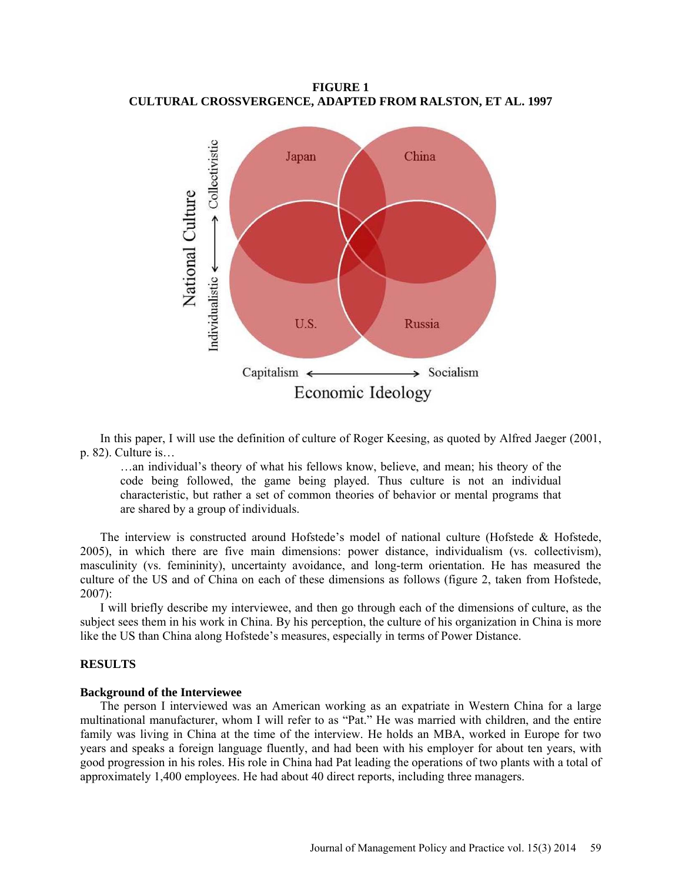**FIGURE 1**
**CULTURAL CROSSVERGENCE, ADAPTED FROM RALSTON, ET AL. 1997**

National Culture

Individualistic ⟷ Collectivistic

Japan

China

U.S.

Russia

Capitalism ⟷ Socialism

Economic Ideology

In this paper, I will use the definition of culture of Roger Keesing, as quoted by Alfred Jaeger (2001, p. 82). Culture is…

> …an individual's theory of what his fellows know, believe, and mean; his theory of the code being followed, the game being played. Thus culture is not an individual characteristic, but rather a set of common theories of behavior or mental programs that are shared by a group of individuals.

The interview is constructed around Hofstede's model of national culture (Hofstede & Hofstede, 2005), in which there are five main dimensions: power distance, individualism (vs. collectivism), masculinity (vs. femininity), uncertainty avoidance, and long-term orientation. He has measured the culture of the US and of China on each of these dimensions as follows (figure 2, taken from Hofstede, 2007):

I will briefly describe my interviewee, and then go through each of the dimensions of culture, as the subject sees them in his work in China. By his perception, the culture of his organization in China is more like the US than China along Hofstede's measures, especially in terms of Power Distance.

## RESULTS

### Background of the Interviewee

The person I interviewed was an American working as an expatriate in Western China for a large multinational manufacturer, whom I will refer to as "Pat." He was married with children, and the entire family was living in China at the time of the interview. He holds an MBA, worked in Europe for two years and speaks a foreign language fluently, and had been with his employer for about ten years, with good progression in his roles. His role in China had Pat leading the operations of two plants with a total of approximately 1,400 employees. He had about 40 direct reports, including three managers.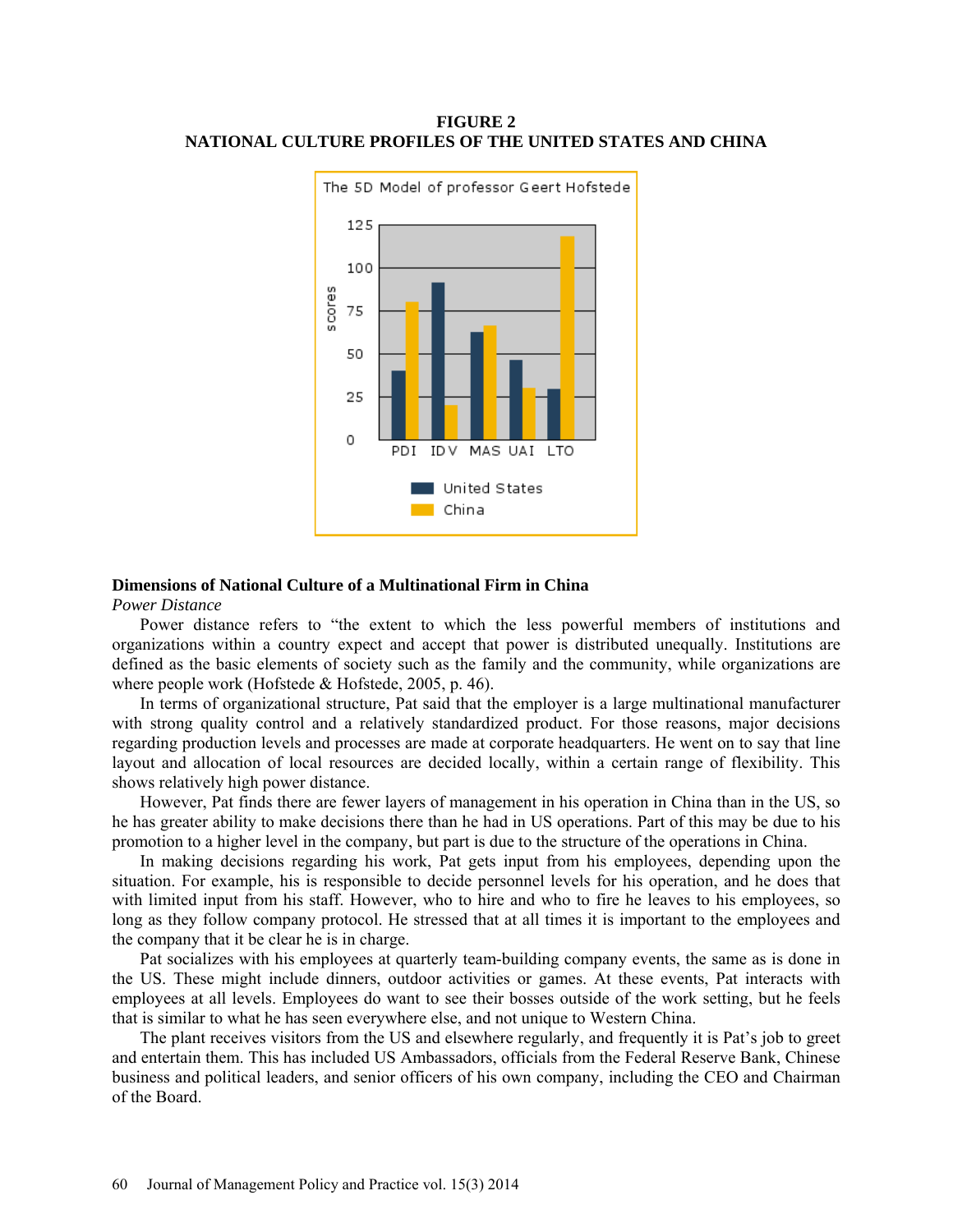**FIGURE 2**
**NATIONAL CULTURE PROFILES OF THE UNITED STATES AND CHINA**

The 5D Model of professor Geert Hofstede

scores

125
100
75
50
25
0

PDI IDV MAS UAI LTO

United States
China

**Dimensions of National Culture of a Multinational Firm in China**

*Power Distance*

Power distance refers to "the extent to which the less powerful members of institutions and organizations within a country expect and accept that power is distributed unequally. Institutions are defined as the basic elements of society such as the family and the community, while organizations are where people work (Hofstede & Hofstede, 2005, p. 46).

In terms of organizational structure, Pat said that the employer is a large multinational manufacturer with strong quality control and a relatively standardized product. For those reasons, major decisions regarding production levels and processes are made at corporate headquarters. He went on to say that line layout and allocation of local resources are decided locally, within a certain range of flexibility. This shows relatively high power distance.

However, Pat finds there are fewer layers of management in his operation in China than in the US, so he has greater ability to make decisions there than he had in US operations. Part of this may be due to his promotion to a higher level in the company, but part is due to the structure of the operations in China.

In making decisions regarding his work, Pat gets input from his employees, depending upon the situation. For example, his is responsible to decide personnel levels for his operation, and he does that with limited input from his staff. However, who to hire and who to fire he leaves to his employees, so long as they follow company protocol. He stressed that at all times it is important to the employees and the company that it be clear he is in charge.

Pat socializes with his employees at quarterly team-building company events, the same as is done in the US. These might include dinners, outdoor activities or games. At these events, Pat interacts with employees at all levels. Employees do want to see their bosses outside of the work setting, but he feels that is similar to what he has seen everywhere else, and not unique to Western China.

The plant receives visitors from the US and elsewhere regularly, and frequently it is Pat's job to greet and entertain them. This has included US Ambassadors, officials from the Federal Reserve Bank, Chinese business and political leaders, and senior officers of his own company, including the CEO and Chairman of the Board.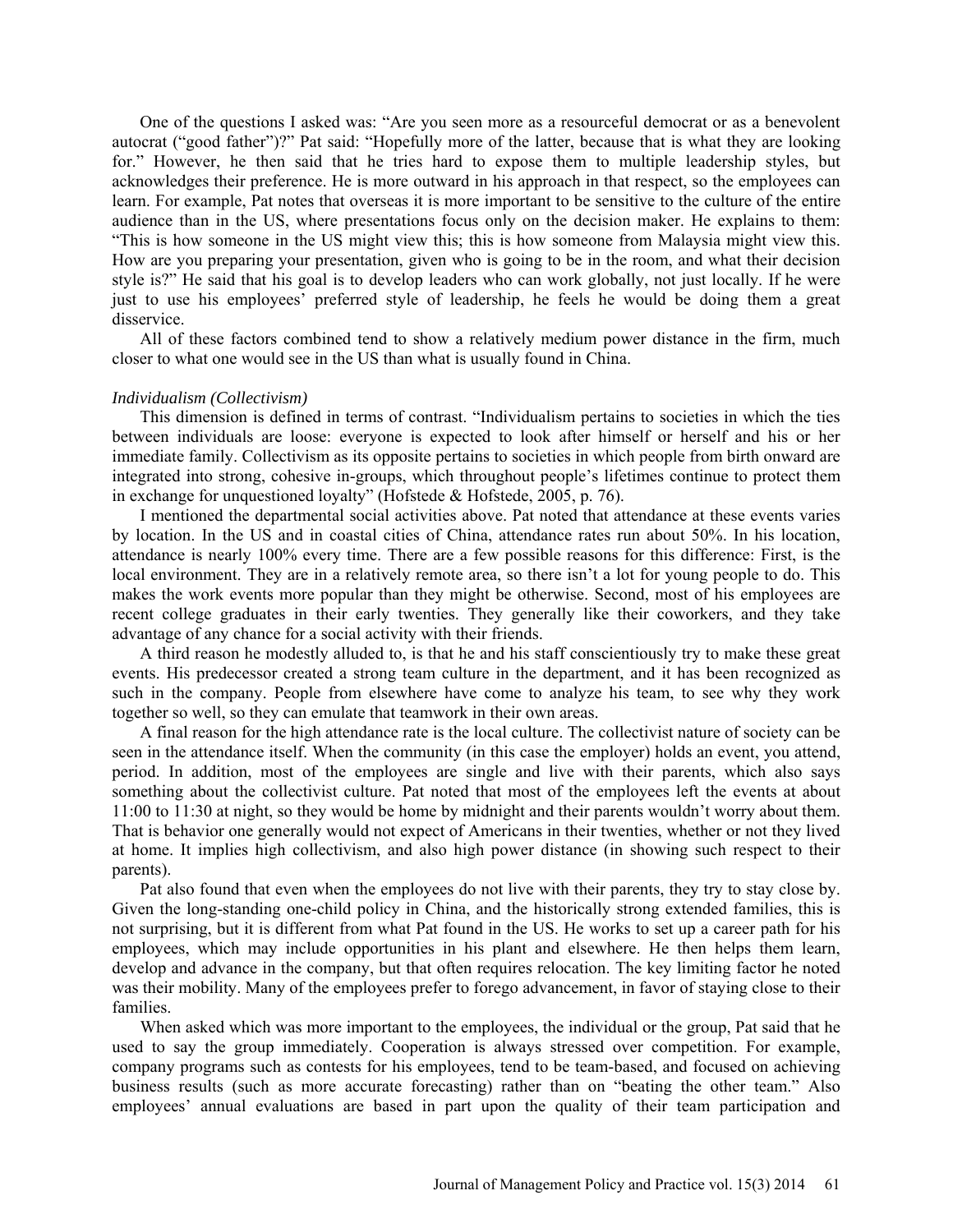One of the questions I asked was: "Are you seen more as a resourceful democrat or as a benevolent autocrat ("good father")?" Pat said: "Hopefully more of the latter, because that is what they are looking for." However, he then said that he tries hard to expose them to multiple leadership styles, but acknowledges their preference. He is more outward in his approach in that respect, so the employees can learn. For example, Pat notes that overseas it is more important to be sensitive to the culture of the entire audience than in the US, where presentations focus only on the decision maker. He explains to them: "This is how someone in the US might view this; this is how someone from Malaysia might view this. How are you preparing your presentation, given who is going to be in the room, and what their decision style is?" He said that his goal is to develop leaders who can work globally, not just locally. If he were just to use his employees' preferred style of leadership, he feels he would be doing them a great disservice.

All of these factors combined tend to show a relatively medium power distance in the firm, much closer to what one would see in the US than what is usually found in China.

### *Individualism (Collectivism)*

This dimension is defined in terms of contrast. "Individualism pertains to societies in which the ties between individuals are loose: everyone is expected to look after himself or herself and his or her immediate family. Collectivism as its opposite pertains to societies in which people from birth onward are integrated into strong, cohesive in-groups, which throughout people's lifetimes continue to protect them in exchange for unquestioned loyalty" (Hofstede & Hofstede, 2005, p. 76).

I mentioned the departmental social activities above. Pat noted that attendance at these events varies by location. In the US and in coastal cities of China, attendance rates run about 50%. In his location, attendance is nearly 100% every time. There are a few possible reasons for this difference: First, is the local environment. They are in a relatively remote area, so there isn't a lot for young people to do. This makes the work events more popular than they might be otherwise. Second, most of his employees are recent college graduates in their early twenties. They generally like their coworkers, and they take advantage of any chance for a social activity with their friends.

A third reason he modestly alluded to, is that he and his staff conscientiously try to make these great events. His predecessor created a strong team culture in the department, and it has been recognized as such in the company. People from elsewhere have come to analyze his team, to see why they work together so well, so they can emulate that teamwork in their own areas.

A final reason for the high attendance rate is the local culture. The collectivist nature of society can be seen in the attendance itself. When the community (in this case the employer) holds an event, you attend, period. In addition, most of the employees are single and live with their parents, which also says something about the collectivist culture. Pat noted that most of the employees left the events at about 11:00 to 11:30 at night, so they would be home by midnight and their parents wouldn't worry about them. That is behavior one generally would not expect of Americans in their twenties, whether or not they lived at home. It implies high collectivism, and also high power distance (in showing such respect to their parents).

Pat also found that even when the employees do not live with their parents, they try to stay close by. Given the long-standing one-child policy in China, and the historically strong extended families, this is not surprising, but it is different from what Pat found in the US. He works to set up a career path for his employees, which may include opportunities in his plant and elsewhere. He then helps them learn, develop and advance in the company, but that often requires relocation. The key limiting factor he noted was their mobility. Many of the employees prefer to forego advancement, in favor of staying close to their families.

When asked which was more important to the employees, the individual or the group, Pat said that he used to say the group immediately. Cooperation is always stressed over competition. For example, company programs such as contests for his employees, tend to be team-based, and focused on achieving business results (such as more accurate forecasting) rather than on "beating the other team." Also employees' annual evaluations are based in part upon the quality of their team participation and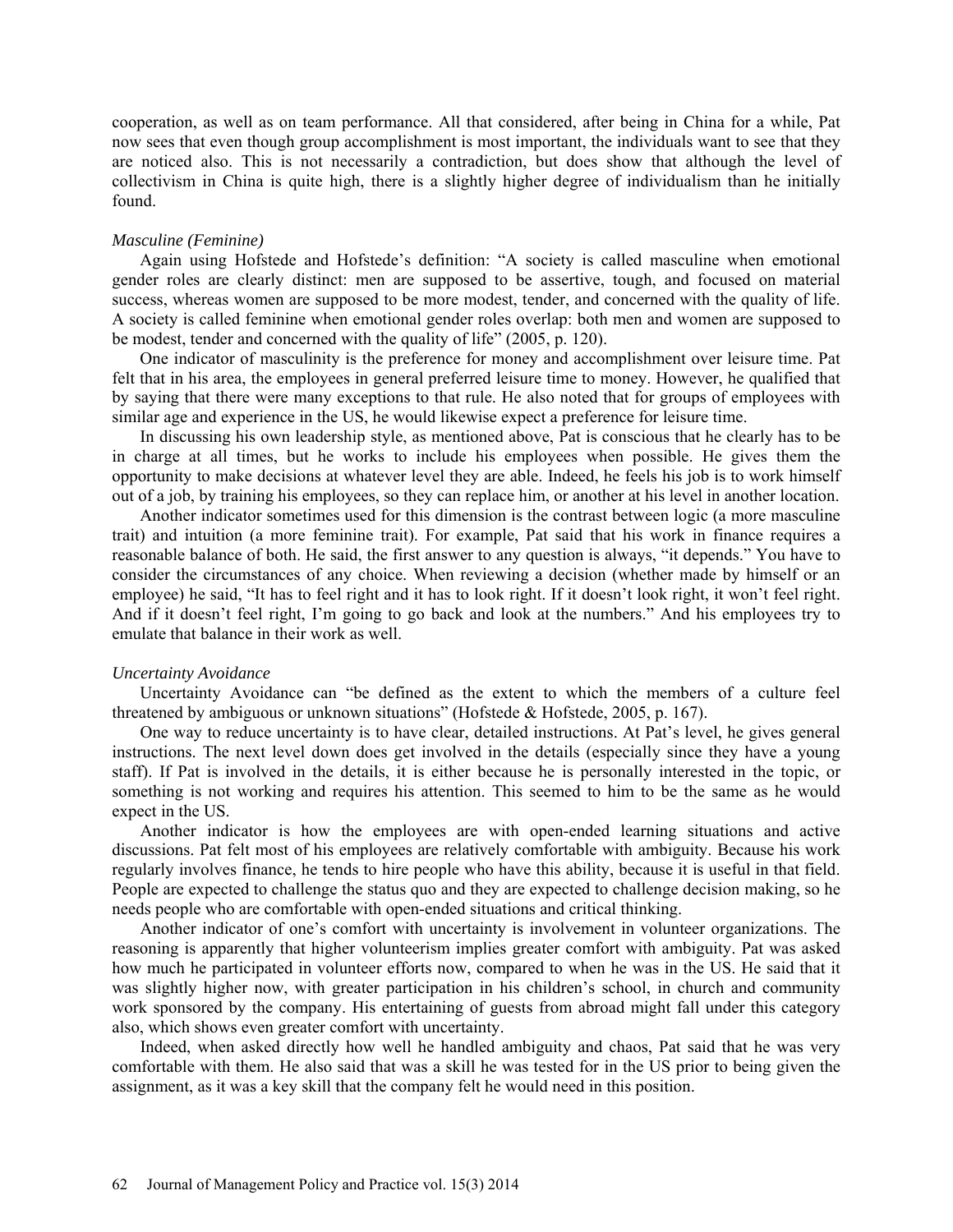cooperation, as well as on team performance. All that considered, after being in China for a while, Pat now sees that even though group accomplishment is most important, the individuals want to see that they are noticed also. This is not necessarily a contradiction, but does show that although the level of collectivism in China is quite high, there is a slightly higher degree of individualism than he initially found.

### *Masculine (Feminine)*

Again using Hofstede and Hofstede's definition: "A society is called masculine when emotional gender roles are clearly distinct: men are supposed to be assertive, tough, and focused on material success, whereas women are supposed to be more modest, tender, and concerned with the quality of life. A society is called feminine when emotional gender roles overlap: both men and women are supposed to be modest, tender and concerned with the quality of life" (2005, p. 120).

One indicator of masculinity is the preference for money and accomplishment over leisure time. Pat felt that in his area, the employees in general preferred leisure time to money. However, he qualified that by saying that there were many exceptions to that rule. He also noted that for groups of employees with similar age and experience in the US, he would likewise expect a preference for leisure time.

In discussing his own leadership style, as mentioned above, Pat is conscious that he clearly has to be in charge at all times, but he works to include his employees when possible. He gives them the opportunity to make decisions at whatever level they are able. Indeed, he feels his job is to work himself out of a job, by training his employees, so they can replace him, or another at his level in another location.

Another indicator sometimes used for this dimension is the contrast between logic (a more masculine trait) and intuition (a more feminine trait). For example, Pat said that his work in finance requires a reasonable balance of both. He said, the first answer to any question is always, "it depends." You have to consider the circumstances of any choice. When reviewing a decision (whether made by himself or an employee) he said, "It has to feel right and it has to look right. If it doesn't look right, it won't feel right. And if it doesn't feel right, I'm going to go back and look at the numbers." And his employees try to emulate that balance in their work as well.

### *Uncertainty Avoidance*

Uncertainty Avoidance can "be defined as the extent to which the members of a culture feel threatened by ambiguous or unknown situations" (Hofstede & Hofstede, 2005, p. 167).

One way to reduce uncertainty is to have clear, detailed instructions. At Pat's level, he gives general instructions. The next level down does get involved in the details (especially since they have a young staff). If Pat is involved in the details, it is either because he is personally interested in the topic, or something is not working and requires his attention. This seemed to him to be the same as he would expect in the US.

Another indicator is how the employees are with open-ended learning situations and active discussions. Pat felt most of his employees are relatively comfortable with ambiguity. Because his work regularly involves finance, he tends to hire people who have this ability, because it is useful in that field. People are expected to challenge the status quo and they are expected to challenge decision making, so he needs people who are comfortable with open-ended situations and critical thinking.

Another indicator of one's comfort with uncertainty is involvement in volunteer organizations. The reasoning is apparently that higher volunteerism implies greater comfort with ambiguity. Pat was asked how much he participated in volunteer efforts now, compared to when he was in the US. He said that it was slightly higher now, with greater participation in his children's school, in church and community work sponsored by the company. His entertaining of guests from abroad might fall under this category also, which shows even greater comfort with uncertainty.

Indeed, when asked directly how well he handled ambiguity and chaos, Pat said that he was very comfortable with them. He also said that was a skill he was tested for in the US prior to being given the assignment, as it was a key skill that the company felt he would need in this position.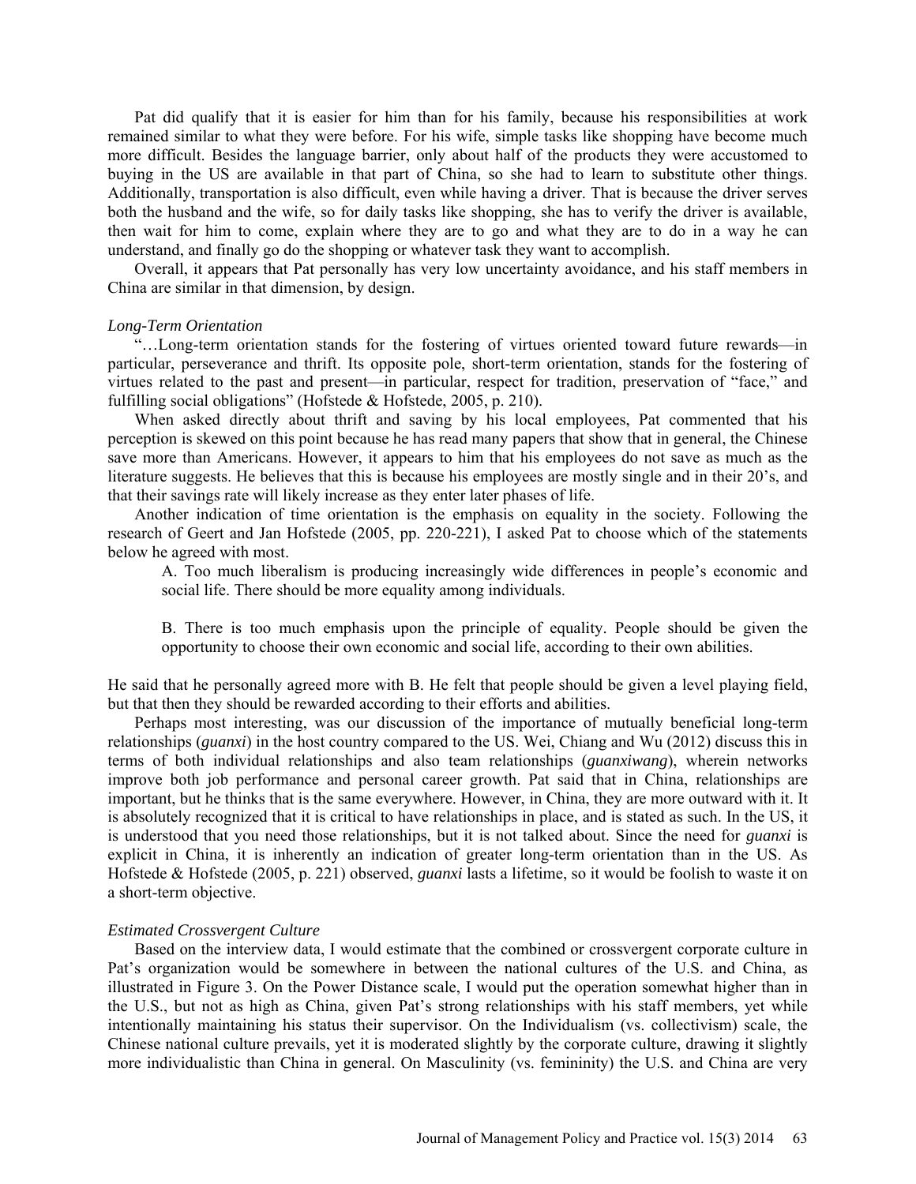Pat did qualify that it is easier for him than for his family, because his responsibilities at work remained similar to what they were before. For his wife, simple tasks like shopping have become much more difficult. Besides the language barrier, only about half of the products they were accustomed to buying in the US are available in that part of China, so she had to learn to substitute other things. Additionally, transportation is also difficult, even while having a driver. That is because the driver serves both the husband and the wife, so for daily tasks like shopping, she has to verify the driver is available, then wait for him to come, explain where they are to go and what they are to do in a way he can understand, and finally go do the shopping or whatever task they want to accomplish.

Overall, it appears that Pat personally has very low uncertainty avoidance, and his staff members in China are similar in that dimension, by design.

*Long-Term Orientation*

"…Long-term orientation stands for the fostering of virtues oriented toward future rewards—in particular, perseverance and thrift. Its opposite pole, short-term orientation, stands for the fostering of virtues related to the past and present—in particular, respect for tradition, preservation of "face," and fulfilling social obligations" (Hofstede & Hofstede, 2005, p. 210).

When asked directly about thrift and saving by his local employees, Pat commented that his perception is skewed on this point because he has read many papers that show that in general, the Chinese save more than Americans. However, it appears to him that his employees do not save as much as the literature suggests. He believes that this is because his employees are mostly single and in their 20's, and that their savings rate will likely increase as they enter later phases of life.

Another indication of time orientation is the emphasis on equality in the society. Following the research of Geert and Jan Hofstede (2005, pp. 220-221), I asked Pat to choose which of the statements below he agreed with most.

> A. Too much liberalism is producing increasingly wide differences in people's economic and social life. There should be more equality among individuals.
>
> B. There is too much emphasis upon the principle of equality. People should be given the opportunity to choose their own economic and social life, according to their own abilities.

He said that he personally agreed more with B. He felt that people should be given a level playing field, but that then they should be rewarded according to their efforts and abilities.

Perhaps most interesting, was our discussion of the importance of mutually beneficial long-term relationships (*guanxi*) in the host country compared to the US. Wei, Chiang and Wu (2012) discuss this in terms of both individual relationships and also team relationships (*guanxiwang*), wherein networks improve both job performance and personal career growth. Pat said that in China, relationships are important, but he thinks that is the same everywhere. However, in China, they are more outward with it. It is absolutely recognized that it is critical to have relationships in place, and is stated as such. In the US, it is understood that you need those relationships, but it is not talked about. Since the need for *guanxi* is explicit in China, it is inherently an indication of greater long-term orientation than in the US. As Hofstede & Hofstede (2005, p. 221) observed, *guanxi* lasts a lifetime, so it would be foolish to waste it on a short-term objective.

*Estimated Crossvergent Culture*

Based on the interview data, I would estimate that the combined or crossvergent corporate culture in Pat's organization would be somewhere in between the national cultures of the U.S. and China, as illustrated in Figure 3. On the Power Distance scale, I would put the operation somewhat higher than in the U.S., but not as high as China, given Pat's strong relationships with his staff members, yet while intentionally maintaining his status their supervisor. On the Individualism (vs. collectivism) scale, the Chinese national culture prevails, yet it is moderated slightly by the corporate culture, drawing it slightly more individualistic than China in general. On Masculinity (vs. femininity) the U.S. and China are very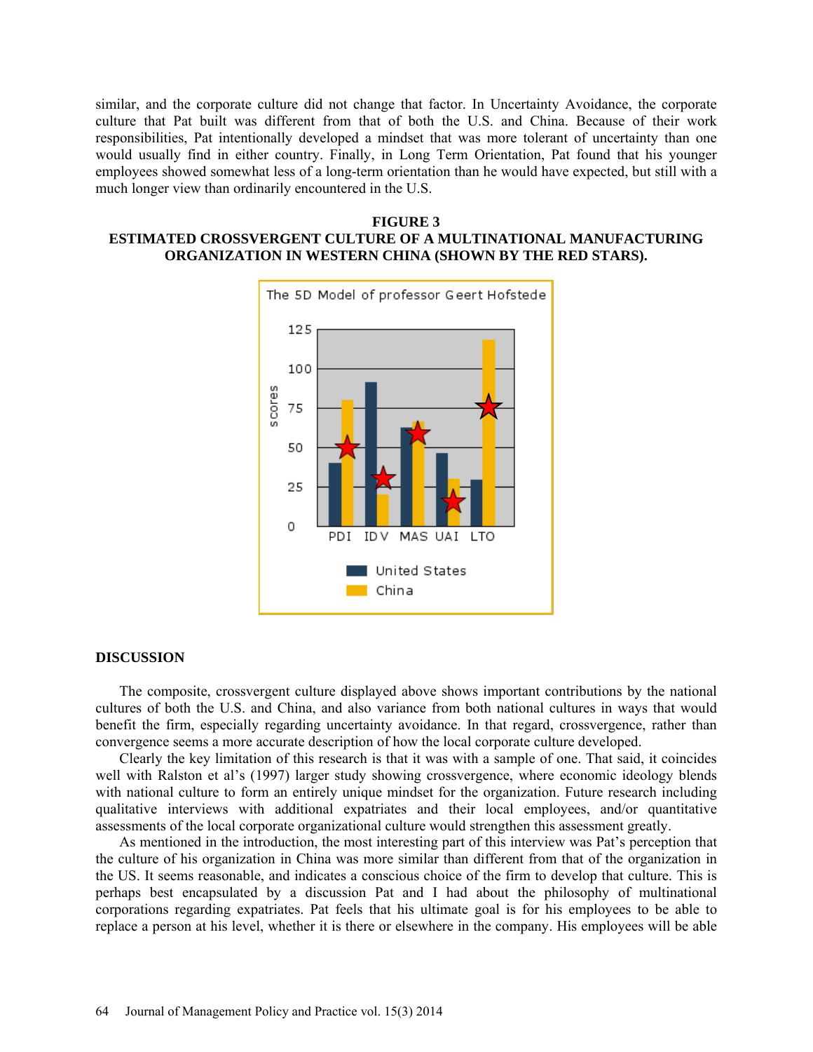similar, and the corporate culture did not change that factor. In Uncertainty Avoidance, the corporate culture that Pat built was different from that of both the U.S. and China. Because of their work responsibilities, Pat intentionally developed a mindset that was more tolerant of uncertainty than one would usually find in either country. Finally, in Long Term Orientation, Pat found that his younger employees showed somewhat less of a long-term orientation than he would have expected, but still with a much longer view than ordinarily encountered in the U.S.

**FIGURE 3**
**ESTIMATED CROSSVERGENT CULTURE OF A MULTINATIONAL MANUFACTURING ORGANIZATION IN WESTERN CHINA (SHOWN BY THE RED STARS).**

The 5D Model of professor Geert Hofstede

scores

125
100
75
50
25
0

PDI IDV MAS UAI LTO

United States
China

## DISCUSSION

The composite, crossvergent culture displayed above shows important contributions by the national cultures of both the U.S. and China, and also variance from both national cultures in ways that would benefit the firm, especially regarding uncertainty avoidance. In that regard, crossvergence, rather than convergence seems a more accurate description of how the local corporate culture developed.

Clearly the key limitation of this research is that it was with a sample of one. That said, it coincides well with Ralston et al's (1997) larger study showing crossvergence, where economic ideology blends with national culture to form an entirely unique mindset for the organization. Future research including qualitative interviews with additional expatriates and their local employees, and/or quantitative assessments of the local corporate organizational culture would strengthen this assessment greatly.

As mentioned in the introduction, the most interesting part of this interview was Pat's perception that the culture of his organization in China was more similar than different from that of the organization in the US. It seems reasonable, and indicates a conscious choice of the firm to develop that culture. This is perhaps best encapsulated by a discussion Pat and I had about the philosophy of multinational corporations regarding expatriates. Pat feels that his ultimate goal is for his employees to be able to replace a person at his level, whether it is there or elsewhere in the company. His employees will be able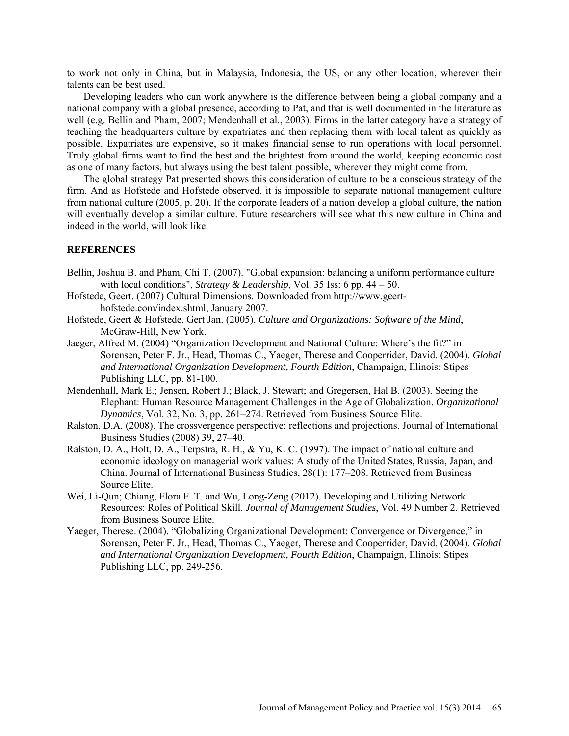to work not only in China, but in Malaysia, Indonesia, the US, or any other location, wherever their talents can be best used.

Developing leaders who can work anywhere is the difference between being a global company and a national company with a global presence, according to Pat, and that is well documented in the literature as well (e.g. Bellin and Pham, 2007; Mendenhall et al., 2003). Firms in the latter category have a strategy of teaching the headquarters culture by expatriates and then replacing them with local talent as quickly as possible. Expatriates are expensive, so it makes financial sense to run operations with local personnel. Truly global firms want to find the best and the brightest from around the world, keeping economic cost as one of many factors, but always using the best talent possible, wherever they might come from.

The global strategy Pat presented shows this consideration of culture to be a conscious strategy of the firm. And as Hofstede and Hofstede observed, it is impossible to separate national management culture from national culture (2005, p. 20). If the corporate leaders of a nation develop a global culture, the nation will eventually develop a similar culture. Future researchers will see what this new culture in China and indeed in the world, will look like.

## REFERENCES

Bellin, Joshua B. and Pham, Chi T. (2007). "Global expansion: balancing a uniform performance culture with local conditions", *Strategy & Leadership*, Vol. 35 Iss: 6 pp. 44 – 50.

Hofstede, Geert. (2007) Cultural Dimensions. Downloaded from http://www.geert-hofstede.com/index.shtml, January 2007.

Hofstede, Geert & Hofstede, Gert Jan. (2005). *Culture and Organizations: Software of the Mind*, McGraw-Hill, New York.

Jaeger, Alfred M. (2004) "Organization Development and National Culture: Where's the fit?" in Sorensen, Peter F. Jr., Head, Thomas C., Yaeger, Therese and Cooperrider, David. (2004). *Global and International Organization Development, Fourth Edition*, Champaign, Illinois: Stipes Publishing LLC, pp. 81-100.

Mendenhall, Mark E.; Jensen, Robert J.; Black, J. Stewart; and Gregersen, Hal B. (2003). Seeing the Elephant: Human Resource Management Challenges in the Age of Globalization. *Organizational Dynamics*, Vol. 32, No. 3, pp. 261–274. Retrieved from Business Source Elite.

Ralston, D.A. (2008). The crossvergence perspective: reflections and projections. Journal of International Business Studies (2008) 39, 27–40.

Ralston, D. A., Holt, D. A., Terpstra, R. H., & Yu, K. C. (1997). The impact of national culture and economic ideology on managerial work values: A study of the United States, Russia, Japan, and China. Journal of International Business Studies, 28(1): 177–208. Retrieved from Business Source Elite.

Wei, Li-Qun; Chiang, Flora F. T. and Wu, Long-Zeng (2012). Developing and Utilizing Network Resources: Roles of Political Skill. *Journal of Management Studies*, Vol. 49 Number 2. Retrieved from Business Source Elite.

Yaeger, Therese. (2004). "Globalizing Organizational Development: Convergence or Divergence," in Sorensen, Peter F. Jr., Head, Thomas C., Yaeger, Therese and Cooperrider, David. (2004). *Global and International Organization Development, Fourth Edition*, Champaign, Illinois: Stipes Publishing LLC, pp. 249-256.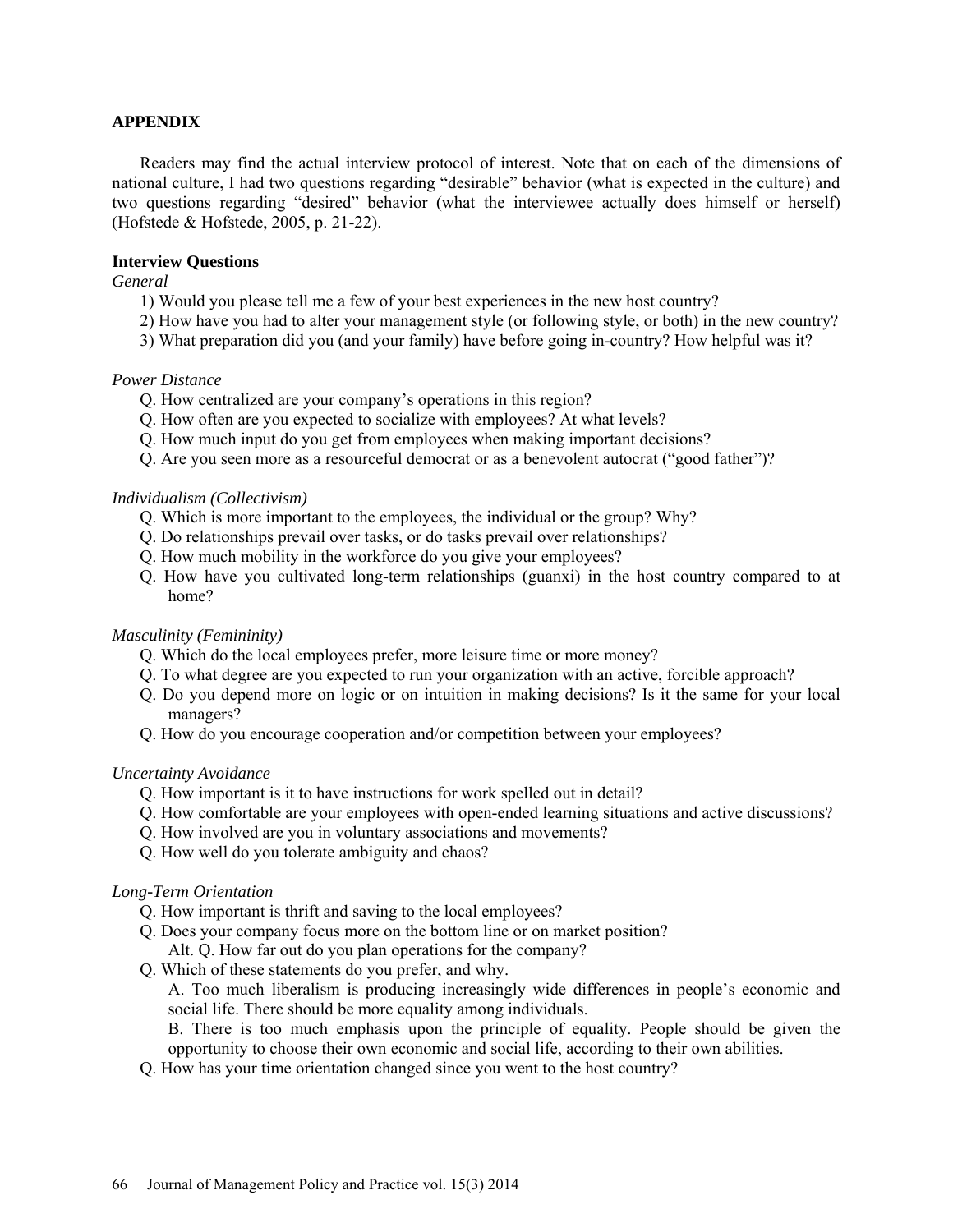## APPENDIX

Readers may find the actual interview protocol of interest. Note that on each of the dimensions of national culture, I had two questions regarding "desirable" behavior (what is expected in the culture) and two questions regarding "desired" behavior (what the interviewee actually does himself or herself) (Hofstede & Hofstede, 2005, p. 21-22).

### Interview Questions

*General*

1) Would you please tell me a few of your best experiences in the new host country?
2) How have you had to alter your management style (or following style, or both) in the new country?
3) What preparation did you (and your family) have before going in-country? How helpful was it?

*Power Distance*

Q. How centralized are your company's operations in this region?
Q. How often are you expected to socialize with employees? At what levels?
Q. How much input do you get from employees when making important decisions?
Q. Are you seen more as a resourceful democrat or as a benevolent autocrat ("good father")?

*Individualism (Collectivism)*

Q. Which is more important to the employees, the individual or the group? Why?
Q. Do relationships prevail over tasks, or do tasks prevail over relationships?
Q. How much mobility in the workforce do you give your employees?
Q. How have you cultivated long-term relationships (guanxi) in the host country compared to at home?

*Masculinity (Femininity)*

Q. Which do the local employees prefer, more leisure time or more money?
Q. To what degree are you expected to run your organization with an active, forcible approach?
Q. Do you depend more on logic or on intuition in making decisions? Is it the same for your local managers?
Q. How do you encourage cooperation and/or competition between your employees?

*Uncertainty Avoidance*

Q. How important is it to have instructions for work spelled out in detail?
Q. How comfortable are your employees with open-ended learning situations and active discussions?
Q. How involved are you in voluntary associations and movements?
Q. How well do you tolerate ambiguity and chaos?

*Long-Term Orientation*

Q. How important is thrift and saving to the local employees?
Q. Does your company focus more on the bottom line or on market position?
Alt. Q. How far out do you plan operations for the company?
Q. Which of these statements do you prefer, and why.
A. Too much liberalism is producing increasingly wide differences in people's economic and social life. There should be more equality among individuals.
B. There is too much emphasis upon the principle of equality. People should be given the opportunity to choose their own economic and social life, according to their own abilities.
Q. How has your time orientation changed since you went to the host country?